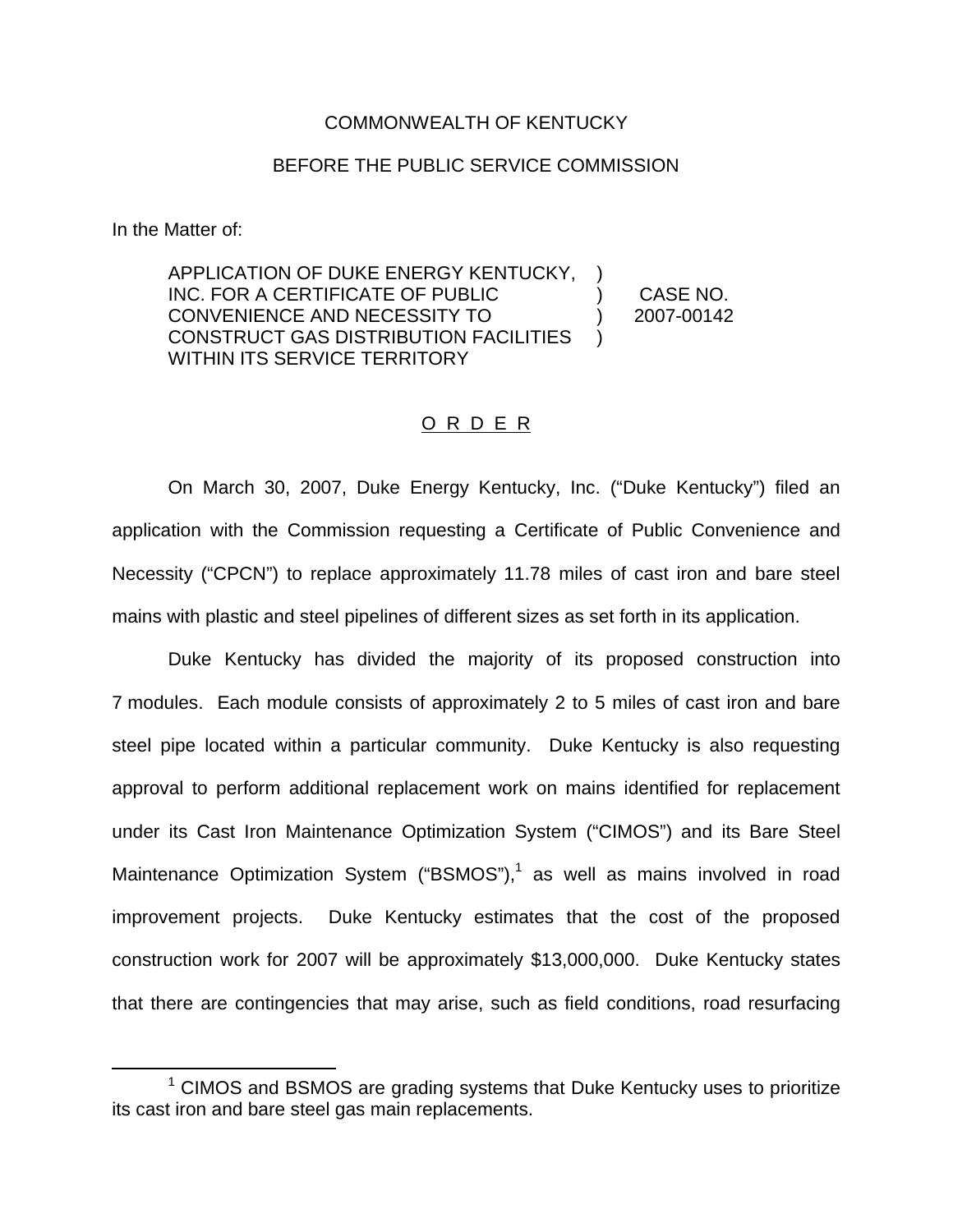COMMONWEALTH OF KENTUCKY

BEFORE THE PUBLIC SERVICE COMMISSION

In the Matter of:

| | | |
|---|---|---|
| APPLICATION OF DUKE ENERGY KENTUCKY, INC. FOR A CERTIFICATE OF PUBLIC CONVENIENCE AND NECESSITY TO CONSTRUCT GAS DISTRIBUTION FACILITIES WITHIN ITS SERVICE TERRITORY | ) ) ) ) | CASE NO. 2007-00142 |

## O R D E R

On March 30, 2007, Duke Energy Kentucky, Inc. ("Duke Kentucky") filed an application with the Commission requesting a Certificate of Public Convenience and Necessity ("CPCN") to replace approximately 11.78 miles of cast iron and bare steel mains with plastic and steel pipelines of different sizes as set forth in its application.

Duke Kentucky has divided the majority of its proposed construction into 7 modules. Each module consists of approximately 2 to 5 miles of cast iron and bare steel pipe located within a particular community. Duke Kentucky is also requesting approval to perform additional replacement work on mains identified for replacement under its Cast Iron Maintenance Optimization System ("CIMOS") and its Bare Steel Maintenance Optimization System ("BSMOS"),[1] as well as mains involved in road improvement projects. Duke Kentucky estimates that the cost of the proposed construction work for 2007 will be approximately $13,000,000. Duke Kentucky states that there are contingencies that may arise, such as field conditions, road resurfacing

[1] CIMOS and BSMOS are grading systems that Duke Kentucky uses to prioritize its cast iron and bare steel gas main replacements.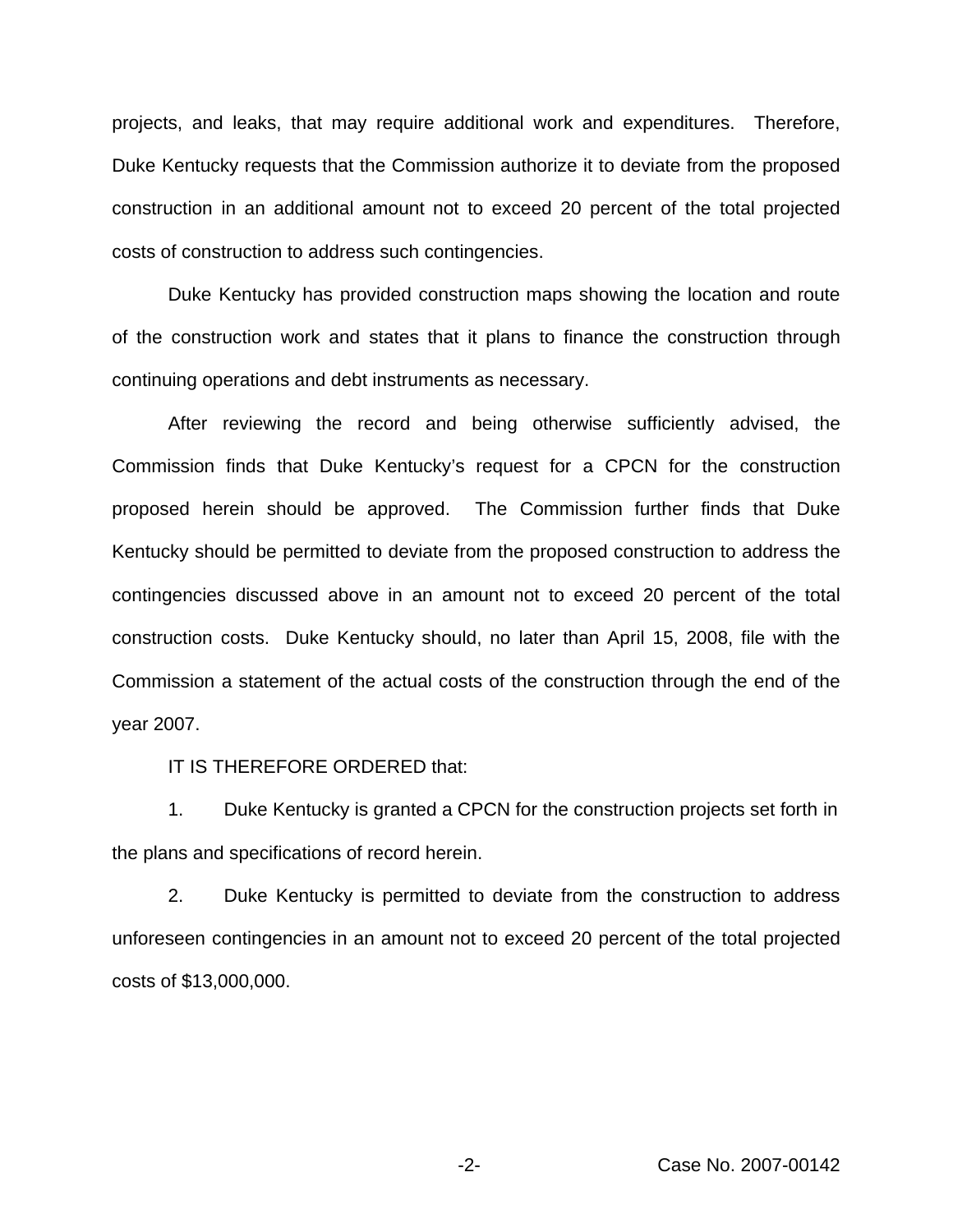projects, and leaks, that may require additional work and expenditures. Therefore, Duke Kentucky requests that the Commission authorize it to deviate from the proposed construction in an additional amount not to exceed 20 percent of the total projected costs of construction to address such contingencies.

Duke Kentucky has provided construction maps showing the location and route of the construction work and states that it plans to finance the construction through continuing operations and debt instruments as necessary.

After reviewing the record and being otherwise sufficiently advised, the Commission finds that Duke Kentucky's request for a CPCN for the construction proposed herein should be approved. The Commission further finds that Duke Kentucky should be permitted to deviate from the proposed construction to address the contingencies discussed above in an amount not to exceed 20 percent of the total construction costs. Duke Kentucky should, no later than April 15, 2008, file with the Commission a statement of the actual costs of the construction through the end of the year 2007.

IT IS THEREFORE ORDERED that:

1. Duke Kentucky is granted a CPCN for the construction projects set forth in the plans and specifications of record herein.

2. Duke Kentucky is permitted to deviate from the construction to address unforeseen contingencies in an amount not to exceed 20 percent of the total projected costs of $13,000,000.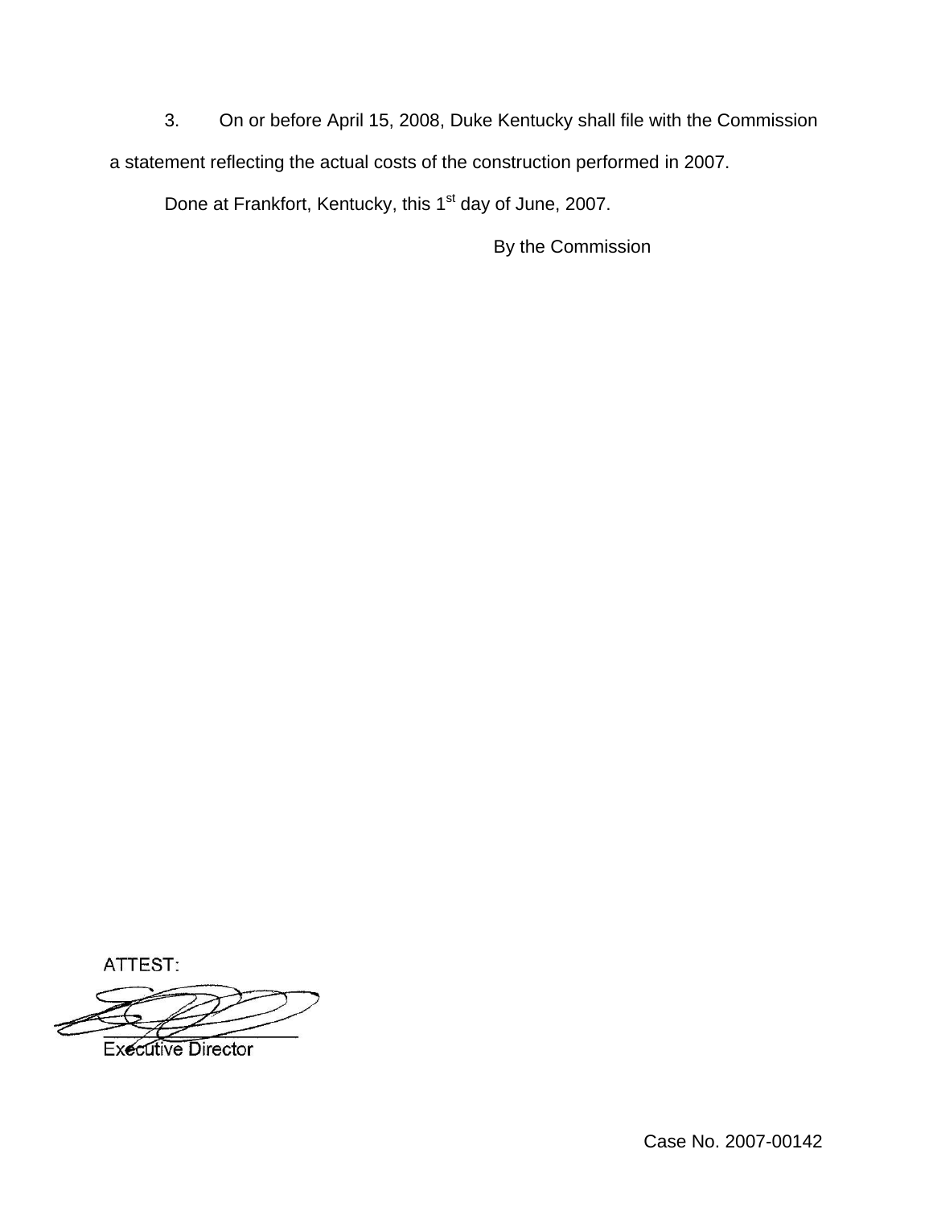3. On or before April 15, 2008, Duke Kentucky shall file with the Commission a statement reflecting the actual costs of the construction performed in 2007.

Done at Frankfort, Kentucky, this 1st day of June, 2007.

By the Commission

ATTEST:

Executive Director

Case No. 2007-00142